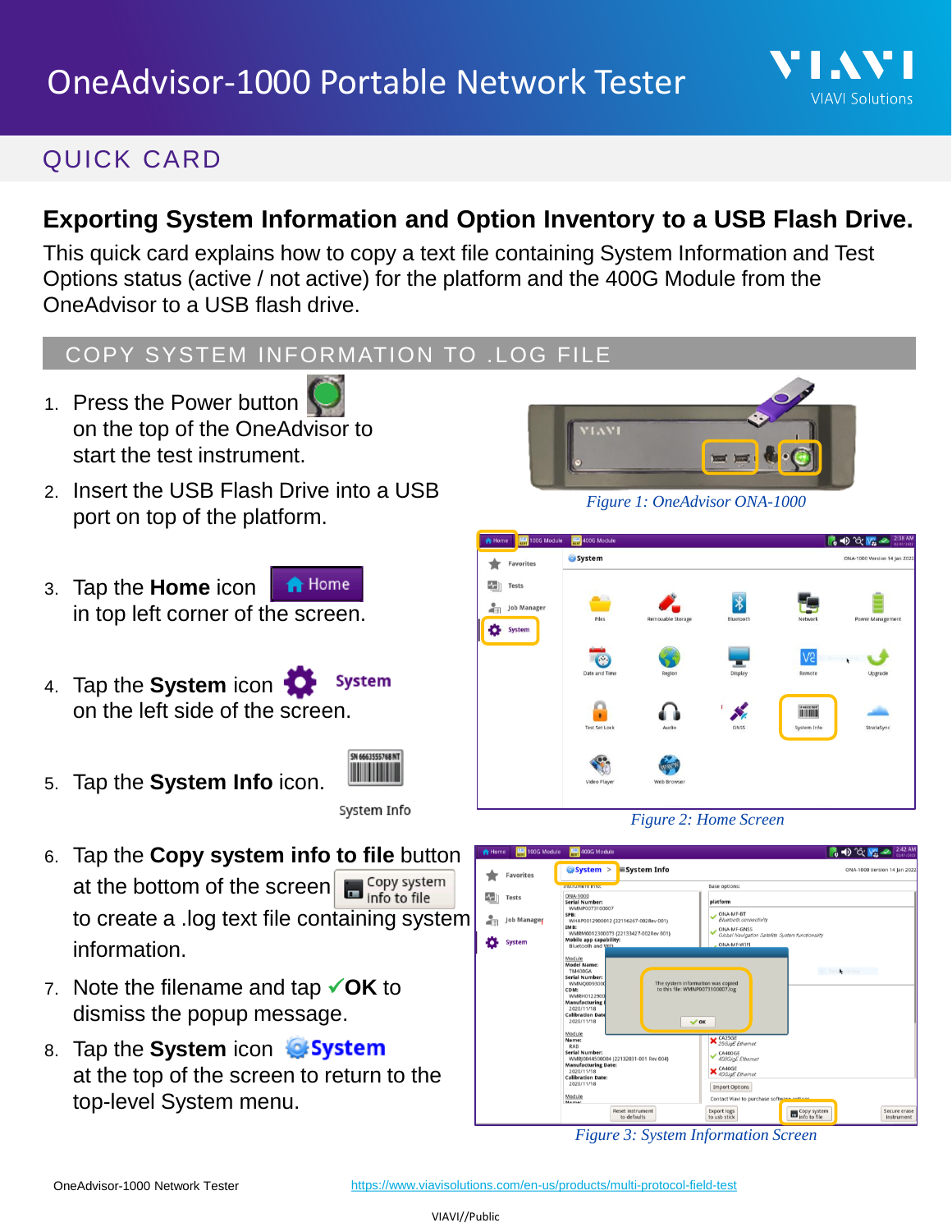# OneAdvisor-1000 Portable Network Tester

QUICK CARD

## Exporting System Information and Option Inventory to a USB Flash Drive.

This quick card explains how to copy a text file containing System Information and Test Options status (active / not active) for the platform and the 400G Module from the OneAdvisor to a USB flash drive.

### COPY SYSTEM INFORMATION TO .LOG FILE

1. Press the Power button on the top of the OneAdvisor to start the test instrument.
2. Insert the USB Flash Drive into a USB port on top of the platform.
3. Tap the **Home** icon Home in top left corner of the screen.
4. Tap the **System** icon System on the left side of the screen.
5. Tap the **System Info** icon. System Info
6. Tap the **Copy system info to file** button at the bottom of the screen Copy system info to file to create a .log text file containing system information.
7. Note the filename and tap ✓**OK** to dismiss the popup message.
8. Tap the **System** icon **System** at the top of the screen to return to the top-level System menu.

*Figure 1: OneAdvisor ONA-1000*

*Figure 2: Home Screen*

*Figure 3: System Information Screen*

OneAdvisor-1000 Network Tester https://www.viavisolutions.com/en-us/products/multi-protocol-field-test

VIAVI//Public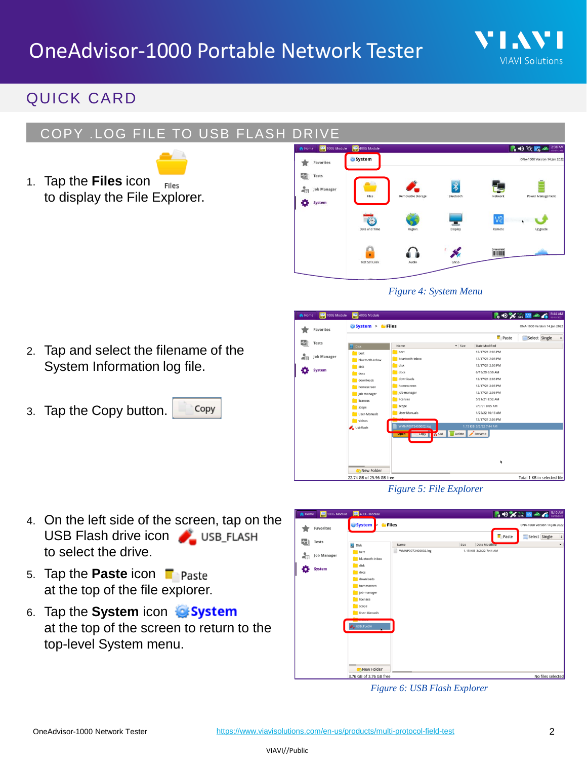## COPY .LOG FILE TO USB FLASH DRIVE

1. Tap the **Files** icon to display the File Explorer.

*Figure 4: System Menu*

2. Tap and select the filename of the System Information log file.

3. Tap the Copy button.

*Figure 5: File Explorer*

4. On the left side of the screen, tap on the USB Flash drive icon USB_FLASH to select the drive.

5. Tap the **Paste** icon Paste at the top of the file explorer.

6. Tap the **System** icon **System** at the top of the screen to return to the top-level System menu.

*Figure 6: USB Flash Explorer*

OneAdvisor-1000 Network Tester https://www.viavisolutions.com/en-us/products/multi-protocol-field-test

VIAVI//Public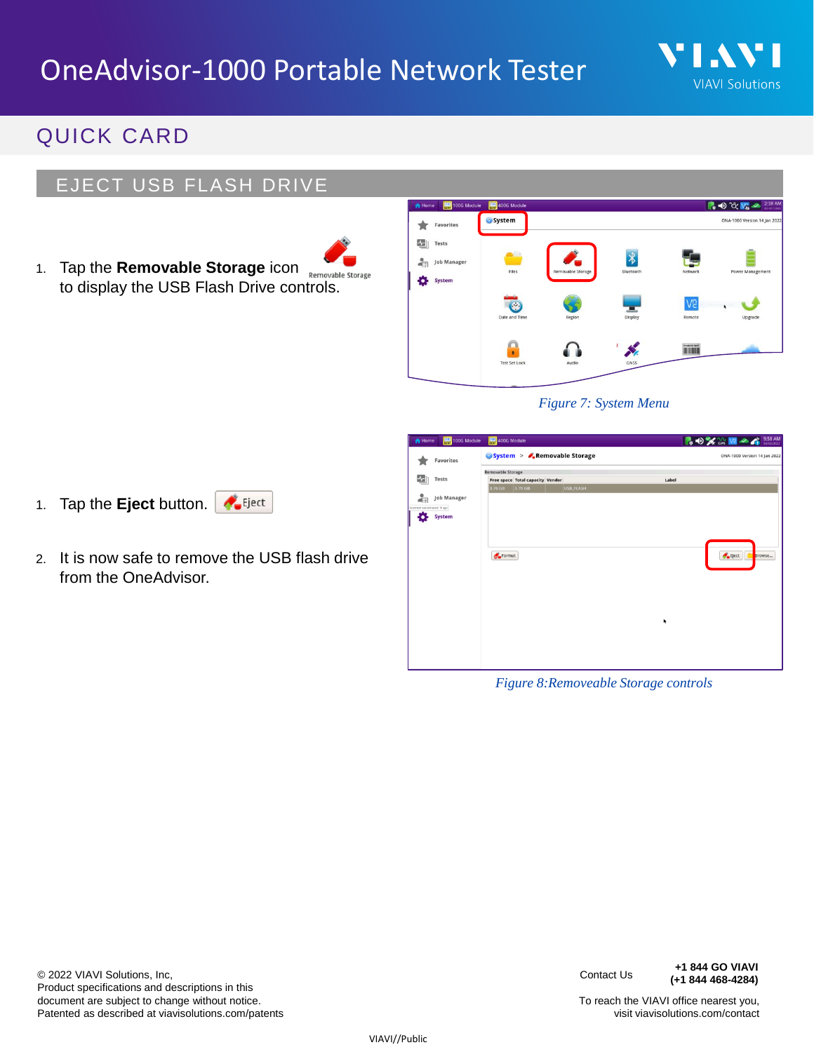# OneAdvisor-1000 Portable Network Tester

## QUICK CARD

### EJECT USB FLASH DRIVE

1. Tap the **Removable Storage** icon to display the USB Flash Drive controls.

*Figure 7: System Menu*

1. Tap the **Eject** button.
2. It is now safe to remove the USB flash drive from the OneAdvisor.

*Figure 8:Removeable Storage controls*

© 2022 VIAVI Solutions, Inc,
Product specifications and descriptions in this document are subject to change without notice.
Patented as described at viavisolutions.com/patents

Contact Us **+1 844 GO VIAVI (+1 844 468-4284)**

To reach the VIAVI office nearest you, visit viavisolutions.com/contact

VIAVI//Public